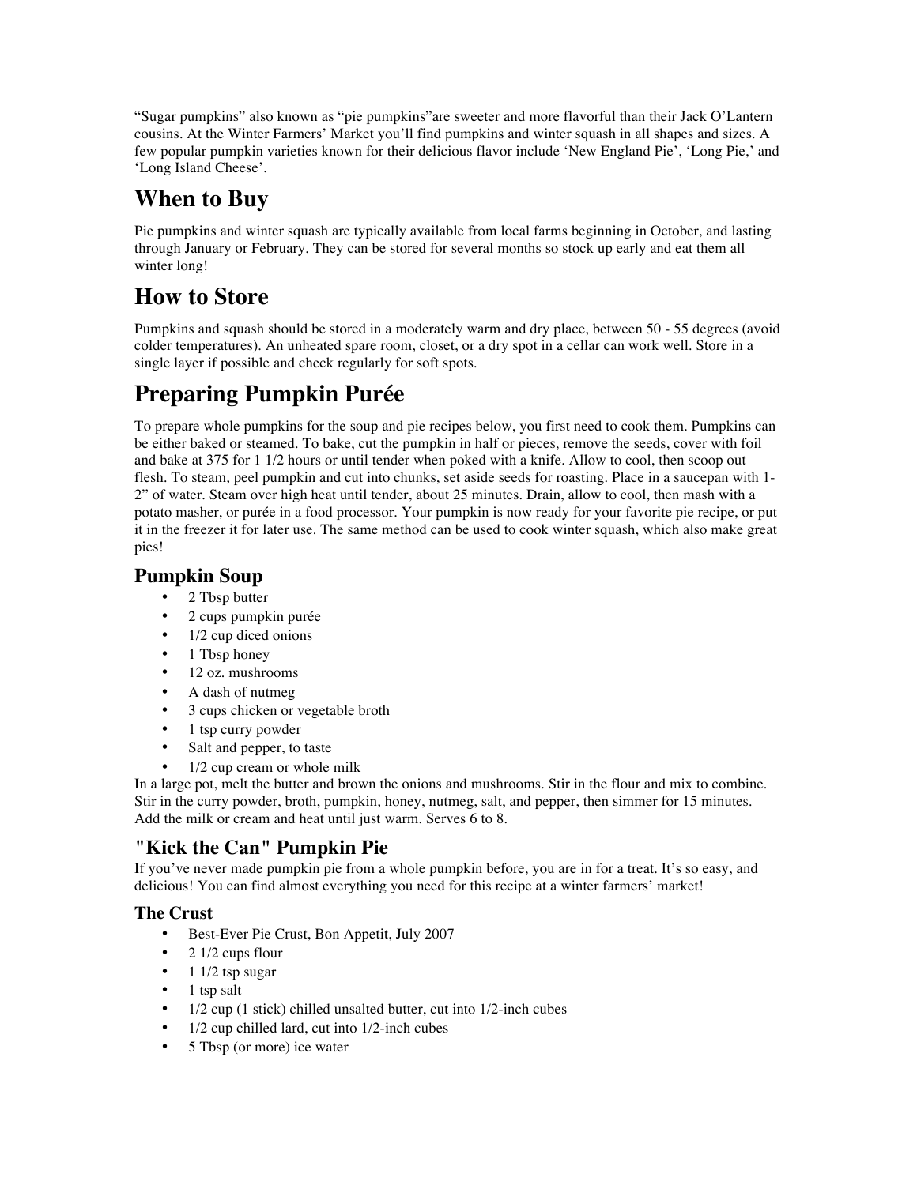“Sugar pumpkins” also known as “pie pumpkins”are sweeter and more flavorful than their Jack O’Lantern cousins. At the Winter Farmers’ Market you’ll find pumpkins and winter squash in all shapes and sizes. A few popular pumpkin varieties known for their delicious flavor include ‘New England Pie’, ‘Long Pie,’ and ‘Long Island Cheese’.

# When to Buy

Pie pumpkins and winter squash are typically available from local farms beginning in October, and lasting through January or February. They can be stored for several months so stock up early and eat them all winter long!

# How to Store

Pumpkins and squash should be stored in a moderately warm and dry place, between 50 - 55 degrees (avoid colder temperatures). An unheated spare room, closet, or a dry spot in a cellar can work well. Store in a single layer if possible and check regularly for soft spots.

# Preparing Pumpkin Purée

To prepare whole pumpkins for the soup and pie recipes below, you first need to cook them. Pumpkins can be either baked or steamed. To bake, cut the pumpkin in half or pieces, remove the seeds, cover with foil and bake at 375 for 1 1/2 hours or until tender when poked with a knife. Allow to cool, then scoop out flesh. To steam, peel pumpkin and cut into chunks, set aside seeds for roasting. Place in a saucepan with 1-2” of water. Steam over high heat until tender, about 25 minutes. Drain, allow to cool, then mash with a potato masher, or purée in a food processor. Your pumpkin is now ready for your favorite pie recipe, or put it in the freezer it for later use. The same method can be used to cook winter squash, which also make great pies!

## Pumpkin Soup

- 2 Tbsp butter
- 2 cups pumpkin purée
- 1/2 cup diced onions
- 1 Tbsp honey
- 12 oz. mushrooms
- A dash of nutmeg
- 3 cups chicken or vegetable broth
- 1 tsp curry powder
- Salt and pepper, to taste
- 1/2 cup cream or whole milk

In a large pot, melt the butter and brown the onions and mushrooms. Stir in the flour and mix to combine. Stir in the curry powder, broth, pumpkin, honey, nutmeg, salt, and pepper, then simmer for 15 minutes. Add the milk or cream and heat until just warm. Serves 6 to 8.

## "Kick the Can" Pumpkin Pie

If you’ve never made pumpkin pie from a whole pumpkin before, you are in for a treat. It’s so easy, and delicious! You can find almost everything you need for this recipe at a winter farmers’ market!

### The Crust

- Best-Ever Pie Crust, Bon Appetit, July 2007
- 2 1/2 cups flour
- 1 1/2 tsp sugar
- 1 tsp salt
- 1/2 cup (1 stick) chilled unsalted butter, cut into 1/2-inch cubes
- 1/2 cup chilled lard, cut into 1/2-inch cubes
- 5 Tbsp (or more) ice water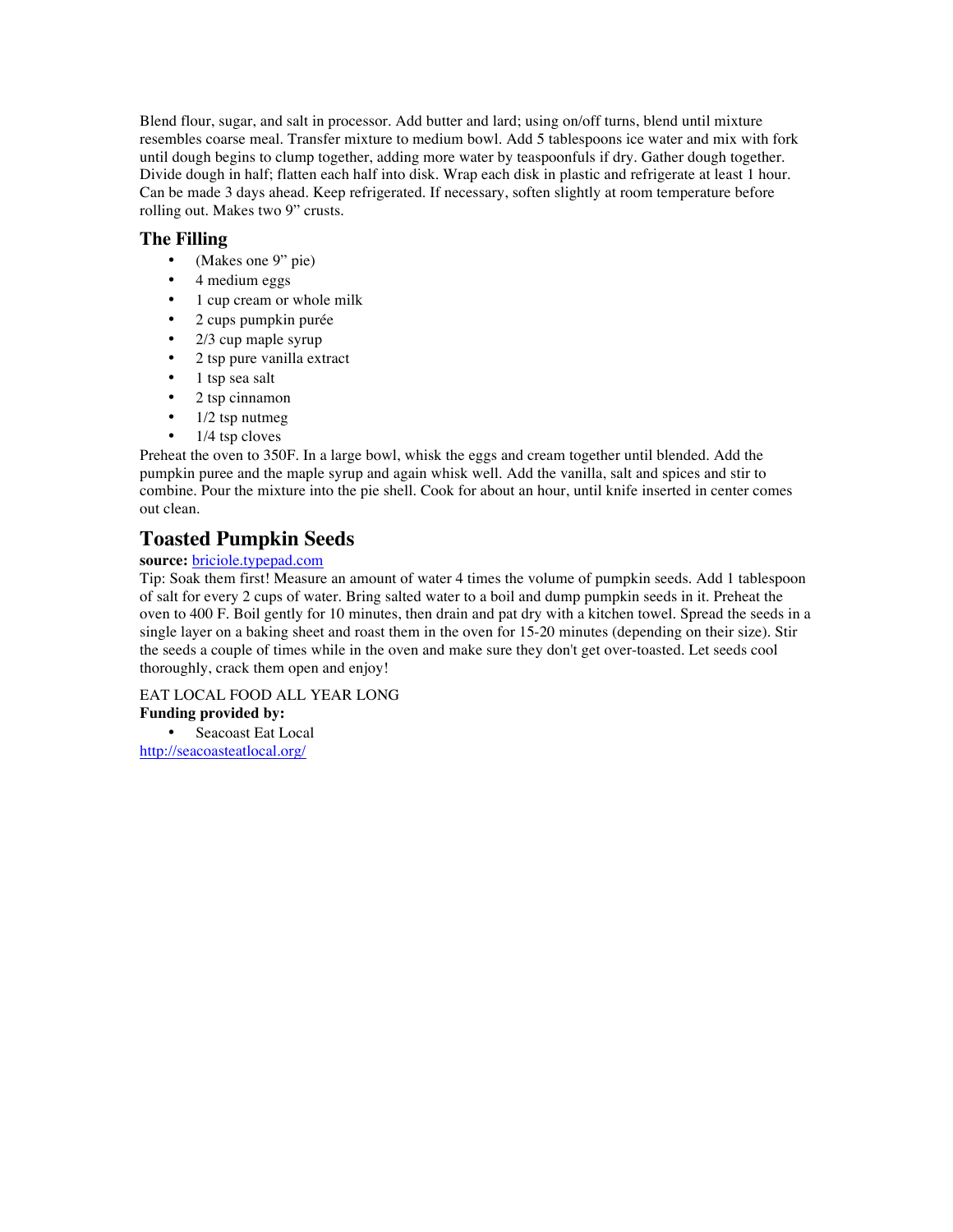Blend flour, sugar, and salt in processor. Add butter and lard; using on/off turns, blend until mixture resembles coarse meal. Transfer mixture to medium bowl. Add 5 tablespoons ice water and mix with fork until dough begins to clump together, adding more water by teaspoonfuls if dry. Gather dough together. Divide dough in half; flatten each half into disk. Wrap each disk in plastic and refrigerate at least 1 hour. Can be made 3 days ahead. Keep refrigerated. If necessary, soften slightly at room temperature before rolling out. Makes two 9" crusts.

### The Filling

- (Makes one 9" pie)
- 4 medium eggs
- 1 cup cream or whole milk
- 2 cups pumpkin purée
- 2/3 cup maple syrup
- 2 tsp pure vanilla extract
- 1 tsp sea salt
- 2 tsp cinnamon
- 1/2 tsp nutmeg
- 1/4 tsp cloves

Preheat the oven to 350F. In a large bowl, whisk the eggs and cream together until blended. Add the pumpkin puree and the maple syrup and again whisk well. Add the vanilla, salt and spices and stir to combine. Pour the mixture into the pie shell. Cook for about an hour, until knife inserted in center comes out clean.

## Toasted Pumpkin Seeds

**source:** briciole.typepad.com

Tip: Soak them first! Measure an amount of water 4 times the volume of pumpkin seeds. Add 1 tablespoon of salt for every 2 cups of water. Bring salted water to a boil and dump pumpkin seeds in it. Preheat the oven to 400 F. Boil gently for 10 minutes, then drain and pat dry with a kitchen towel. Spread the seeds in a single layer on a baking sheet and roast them in the oven for 15-20 minutes (depending on their size). Stir the seeds a couple of times while in the oven and make sure they don't get over-toasted. Let seeds cool thoroughly, crack them open and enjoy!

EAT LOCAL FOOD ALL YEAR LONG

**Funding provided by:**

- Seacoast Eat Local

http://seacoasteatlocal.org/